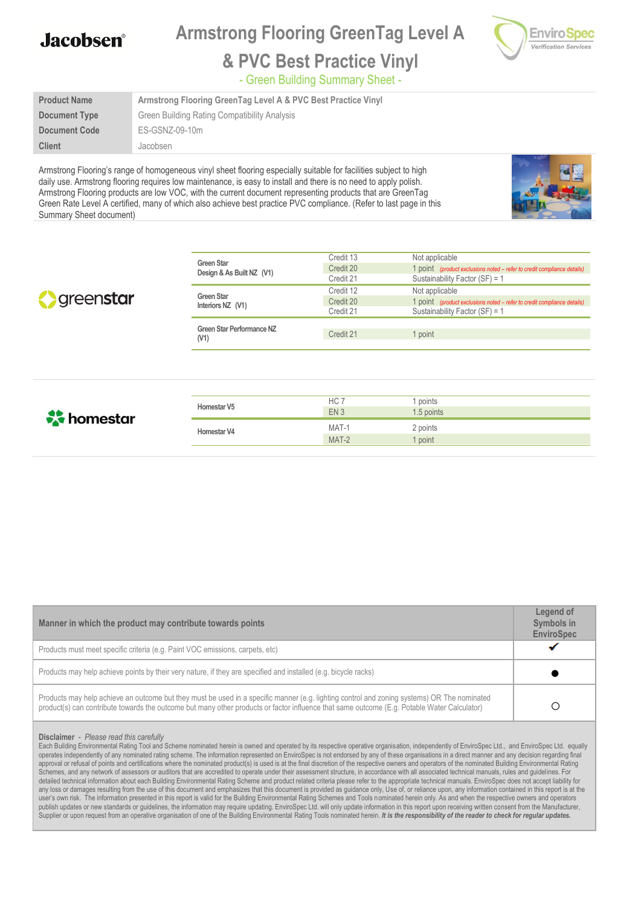# Armstrong Flooring GreenTag Level A & PVC Best Practice Vinyl

- Green Building Summary Sheet -

| Product Name | Armstrong Flooring GreenTag Level A & PVC Best Practice Vinyl |
|---|---|
| Document Type | Green Building Rating Compatibility Analysis |
| Document Code | ES-GSNZ-09-10m |
| Client | Jacobsen |

Armstrong Flooring's range of homogeneous vinyl sheet flooring especially suitable for facilities subject to high daily use. Armstrong flooring requires low maintenance, is easy to install and there is no need to apply polish. Armstrong Flooring products are low VOC, with the current document representing products that are GreenTag Green Rate Level A certified, many of which also achieve best practice PVC compliance. (Refer to last page in this Summary Sheet document)

**greenstar**

| Tool | Credit | Points |
|---|---|---|
| Green Star Design & As Built NZ (V1) | Credit 13 | Not applicable |
| | Credit 20 | 1 point *(product exclusions noted – refer to credit compliance details)* |
| | Credit 21 | Sustainability Factor (SF) = 1 |
| Green Star Interiors NZ (V1) | Credit 12 | Not applicable |
| | Credit 20 | 1 point *(product exclusions noted – refer to credit compliance details)* |
| | Credit 21 | Sustainability Factor (SF) = 1 |
| Green Star Performance NZ (V1) | Credit 21 | 1 point |

**homestar**

| Tool | Credit | Points |
|---|---|---|
| Homestar V5 | HC 7 | 1 points |
| | EN 3 | 1.5 points |
| Homestar V4 | MAT-1 | 2 points |
| | MAT-2 | 1 point |

| Manner in which the product may contribute towards points | Legend of Symbols in EnviroSpec |
|---|---|
| Products must meet specific criteria (e.g. Paint VOC emissions, carpets, etc) | ✔ |
| Products may help achieve points by their very nature, if they are specified and installed (e.g. bicycle racks) | ● |
| Products may help achieve an outcome but they must be used in a specific manner (e.g. lighting control and zoning systems) OR The nominated product(s) can contribute towards the outcome but many other products or factor influence that same outcome (E.g. Potable Water Calculator) | ○ |

**Disclaimer** - *Please read this carefully*

Each Building Environmental Rating Tool and Scheme nominated herein is owned and operated by its respective operative organisation, independently of EnviroSpec Ltd., and EnviroSpec Ltd. equally operates independently of any nominated rating scheme. The information represented on EnviroSpec is not endorsed by any of these organisations in a direct manner and any decision regarding final approval or refusal of points and certifications where the nominated product(s) is used is at the final discretion of the respective owners and operators of the nominated Building Environmental Rating Schemes, and any network of assessors or auditors that are accredited to operate under their assessment structure, in accordance with all associated technical manuals, rules and guidelines. For detailed technical information about each Building Environmental Rating Scheme and product related criteria please refer to the appropriate technical manuals. EnviroSpec does not accept liability for any loss or damages resulting from the use of this document and emphasizes that this document is provided as guidance only, Use of, or reliance upon, any information contained in this report is at the user's own risk. The information presented in this report is valid for the Building Environmental Rating Schemes and Tools nominated herein only. As and when the respective owners and operators publish updates or new standards or guidelines, the information may require updating. EnviroSpec Ltd. will only update information in this report upon receiving written consent from the Manufacturer, Supplier or upon request from an operative organisation of one of the Building Environmental Rating Tools nominated herein. ***It is the responsibility of the reader to check for regular updates.***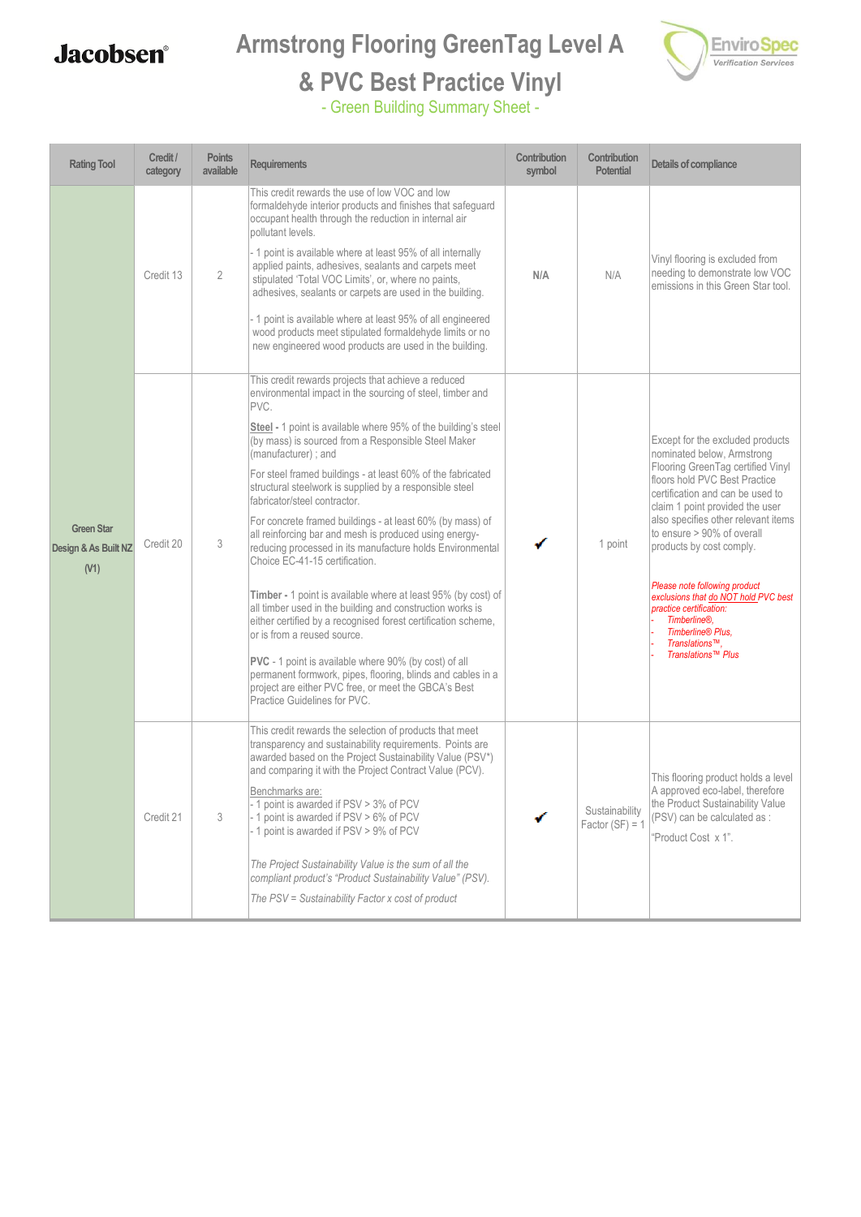# Armstrong Flooring GreenTag Level A & PVC Best Practice Vinyl

- Green Building Summary Sheet -

| Rating Tool | Credit / category | Points available | Requirements | Contribution symbol | Contribution Potential | Details of compliance |
|---|---|---|---|---|---|---|
| Green Star Design & As Built NZ (V1) | Credit 13 | 2 | This credit rewards the use of low VOC and low formaldehyde interior products and finishes that safeguard occupant health through the reduction in internal air pollutant levels.<br><br>- 1 point is available where at least 95% of all internally applied paints, adhesives, sealants and carpets meet stipulated 'Total VOC Limits', or, where no paints, adhesives, sealants or carpets are used in the building.<br><br>- 1 point is available where at least 95% of all engineered wood products meet stipulated formaldehyde limits or no new engineered wood products are used in the building. | N/A | N/A | Vinyl flooring is excluded from needing to demonstrate low VOC emissions in this Green Star tool. |
| | Credit 20 | 3 | This credit rewards projects that achieve a reduced environmental impact in the sourcing of steel, timber and PVC.<br><br>**Steel** - 1 point is available where 95% of the building's steel (by mass) is sourced from a Responsible Steel Maker (manufacturer) ; and<br><br>For steel framed buildings - at least 60% of the fabricated structural steelwork is supplied by a responsible steel fabricator/steel contractor.<br><br>For concrete framed buildings - at least 60% (by mass) of all reinforcing bar and mesh is produced using energy-reducing processed in its manufacture holds Environmental Choice EC-41-15 certification.<br><br>**Timber** - 1 point is available where at least 95% (by cost) of all timber used in the building and construction works is either certified by a recognised forest certification scheme, or is from a reused source.<br><br>**PVC** - 1 point is available where 90% (by cost) of all permanent formwork, pipes, flooring, blinds and cables in a project are either PVC free, or meet the GBCA's Best Practice Guidelines for PVC. | ✔ | 1 point | Except for the excluded products nominated below, Armstrong Flooring GreenTag certified Vinyl floors hold PVC Best Practice certification and can be used to claim 1 point provided the user also specifies other relevant items to ensure > 90% of overall products by cost comply.<br><br>*Please note following product exclusions that do NOT hold PVC best practice certification:*<br>- *Timberline®,*<br>- *Timberline® Plus,*<br>- *Translations™,*<br>- *Translations™ Plus* |
| | Credit 21 | 3 | This credit rewards the selection of products that meet transparency and sustainability requirements. Points are awarded based on the Project Sustainability Value (PSV*) and comparing it with the Project Contract Value (PCV).<br><br>Benchmarks are:<br>- 1 point is awarded if PSV > 3% of PCV<br>- 1 point is awarded if PSV > 6% of PCV<br>- 1 point is awarded if PSV > 9% of PCV<br><br>*The Project Sustainability Value is the sum of all the compliant product's "Product Sustainability Value" (PSV).*<br><br>*The PSV = Sustainability Factor x cost of product* | ✔ | Sustainability Factor (SF) = 1 | This flooring product holds a level A approved eco-label, therefore the Product Sustainability Value (PSV) can be calculated as :<br><br>"Product Cost x 1". |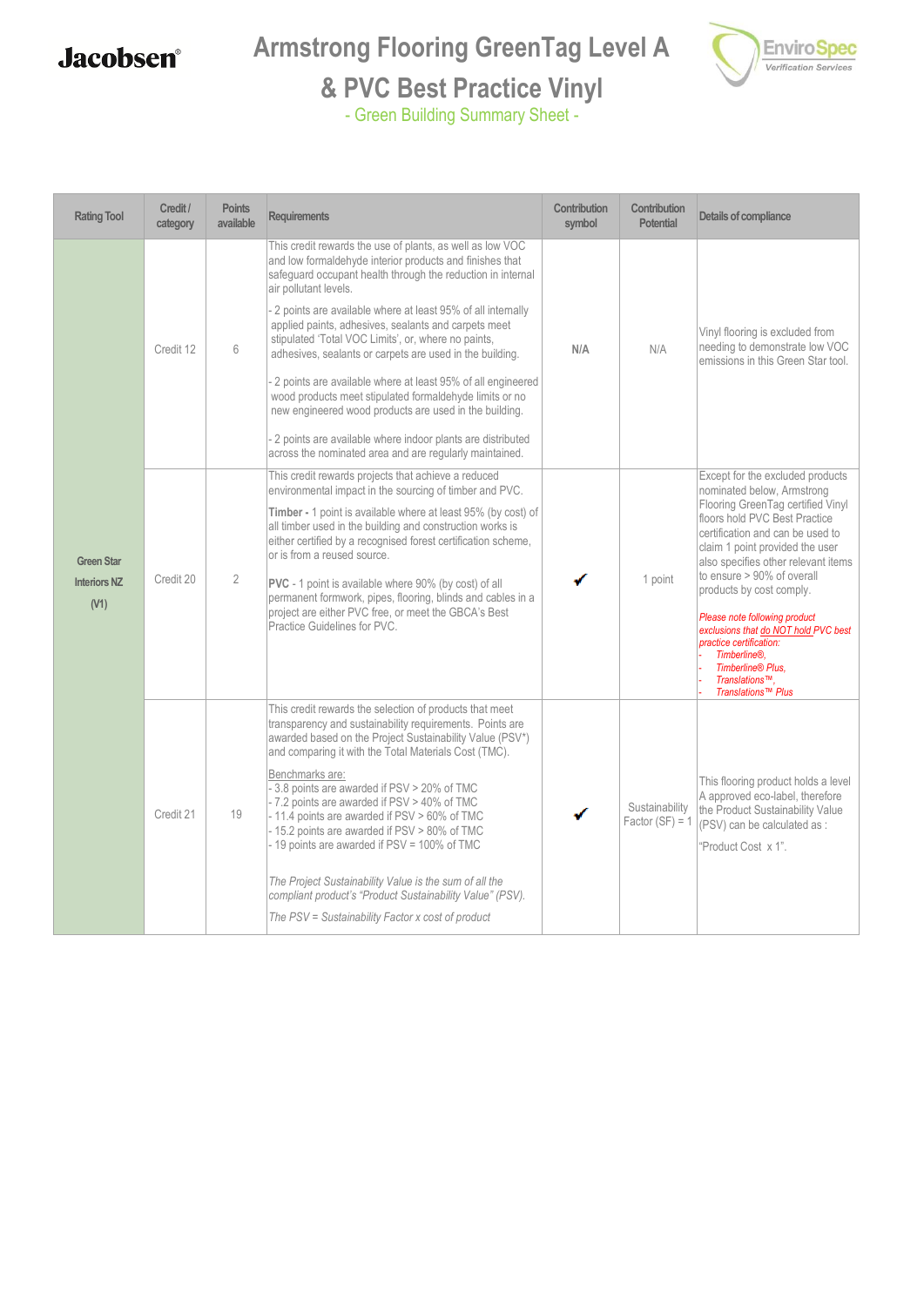# Armstrong Flooring GreenTag Level A & PVC Best Practice Vinyl

- Green Building Summary Sheet -

| Rating Tool | Credit / category | Points available | Requirements | Contribution symbol | Contribution Potential | Details of compliance |
|---|---|---|---|---|---|---|
| Green Star Interiors NZ (V1) | Credit 12 | 6 | This credit rewards the use of plants, as well as low VOC and low formaldehyde interior products and finishes that safeguard occupant health through the reduction in internal air pollutant levels.<br><br>- 2 points are available where at least 95% of all internally applied paints, adhesives, sealants and carpets meet stipulated 'Total VOC Limits', or, where no paints, adhesives, sealants or carpets are used in the building.<br><br>- 2 points are available where at least 95% of all engineered wood products meet stipulated formaldehyde limits or no new engineered wood products are used in the building.<br><br>- 2 points are available where indoor plants are distributed across the nominated area and are regularly maintained. | **N/A** | N/A | Vinyl flooring is excluded from needing to demonstrate low VOC emissions in this Green Star tool. |
| | Credit 20 | 2 | This credit rewards projects that achieve a reduced environmental impact in the sourcing of timber and PVC.<br><br>**Timber -** 1 point is available where at least 95% (by cost) of all timber used in the building and construction works is either certified by a recognised forest certification scheme, or is from a reused source.<br><br>**PVC** - 1 point is available where 90% (by cost) of all permanent formwork, pipes, flooring, blinds and cables in a project are either PVC free, or meet the GBCA's Best Practice Guidelines for PVC. | ✔ | 1 point | Except for the excluded products nominated below, Armstrong Flooring GreenTag certified Vinyl floors hold PVC Best Practice certification and can be used to claim 1 point provided the user also specifies other relevant items to ensure > 90% of overall products by cost comply.<br><br>*Please note following product exclusions that do NOT hold PVC best practice certification:*<br>- *Timberline®,*<br>- *Timberline® Plus,*<br>- *Translations™,*<br>- *Translations™ Plus* |
| | Credit 21 | 19 | This credit rewards the selection of products that meet transparency and sustainability requirements. Points are awarded based on the Project Sustainability Value (PSV*) and comparing it with the Total Materials Cost (TMC).<br><br>Benchmarks are:<br>- 3.8 points are awarded if PSV > 20% of TMC<br>- 7.2 points are awarded if PSV > 40% of TMC<br>- 11.4 points are awarded if PSV > 60% of TMC<br>- 15.2 points are awarded if PSV > 80% of TMC<br>- 19 points are awarded if PSV = 100% of TMC<br><br>*The Project Sustainability Value is the sum of all the compliant product's "Product Sustainability Value" (PSV).*<br><br>*The PSV = Sustainability Factor x cost of product* | ✔ | Sustainability Factor (SF) = 1 | This flooring product holds a level A approved eco-label, therefore the Product Sustainability Value (PSV) can be calculated as :<br><br>"Product Cost x 1". |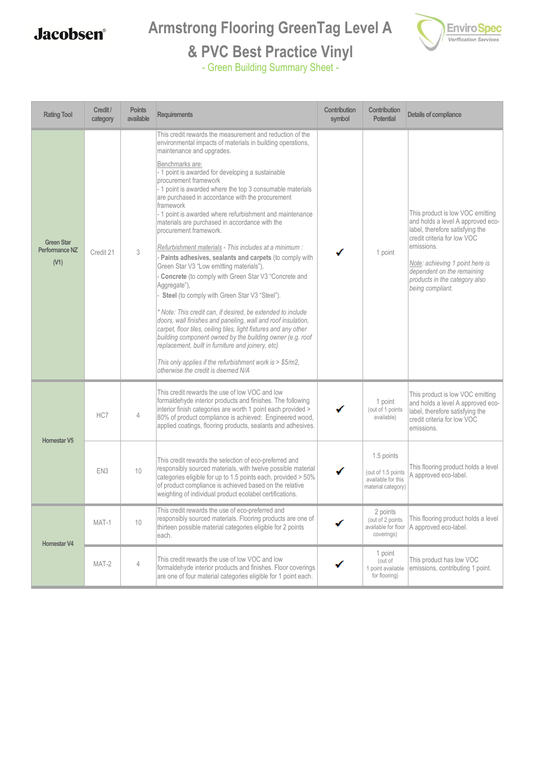Jacobsen

# Armstrong Flooring GreenTag Level A & PVC Best Practice Vinyl

- Green Building Summary Sheet -

EnviroSpec Verification Services

| Rating Tool | Credit / category | Points available | Requirements | Contribution symbol | Contribution Potential | Details of compliance |
|---|---|---|---|---|---|---|
| Green Star Performance NZ (V1) | Credit 21 | 3 | This credit rewards the measurement and reduction of the environmental impacts of materials in building operations, maintenance and upgrades.<br><br>Benchmarks are:<br>- 1 point is awarded for developing a sustainable procurement framework<br>- 1 point is awarded where the top 3 consumable materials are purchased in accordance with the procurement framework<br>- 1 point is awarded where refurbishment and maintenance materials are purchased in accordance with the procurement framework.<br><br>*Refurbishment materials - This includes at a minimum :*<br>- **Paints adhesives, sealants and carpets** (to comply with Green Star V3 "Low emitting materials"),<br>- **Concrete** (to comply with Green Star V3 "Concrete and Aggregate"),<br>- **Steel** (to comply with Green Star V3 "Steel").<br><br>*\* Note: This credit can, if desired, be extended to include doors, wall finishes and paneling, wall and roof insulation, carpet, floor tiles, ceiling tiles, light fixtures and any other building component owned by the building owner (e.g. roof replacement, built in furniture and joinery, etc)*<br><br>*This only applies if the refurbishment work is > $5/m2, otherwise the credit is deemed N/A* | ✔ | 1 point | This product is low VOC emitting and holds a level A approved eco-label, therefore satisfying the credit criteria for low VOC emissions.<br><br>*Note: achieving 1 point here is dependent on the remaining products in the category also being compliant.* |
| Homestar V5 | HC7 | 4 | This credit rewards the use of low VOC and low formaldehyde interior products and finishes. The following interior finish categories are worth 1 point each provided > 80% of product compliance is achieved: Engineered wood, applied coatings, flooring products, sealants and adhesives. | ✔ | 1 point (out of 1 points available) | This product is low VOC emitting and holds a level A approved eco-label, therefore satisfying the credit criteria for low VOC emissions. |
| | EN3 | 10 | This credit rewards the selection of eco-preferred and responsibly sourced materials, with twelve possible material categories eligible for up to 1.5 points each, provided > 50% of product compliance is achieved based on the relative weighting of individual product ecolabel certifications. | ✔ | 1.5 points (out of 1.5 points available for this material category) | This flooring product holds a level A approved eco-label. |
| Homestar V4 | MAT-1 | 10 | This credit rewards the use of eco-preferred and responsibly sourced materials. Flooring products are one of thirteen possible material categories eligible for 2 points each. | ✔ | 2 points (out of 2 points available for floor coverings) | This flooring product holds a level A approved eco-label. |
| | MAT-2 | 4 | This credit rewards the use of low VOC and low formaldehyde interior products and finishes. Floor coverings are one of four material categories eligible for 1 point each. | ✔ | 1 point (out of 1 point available for flooring) | This product has low VOC emissions, contributing 1 point. |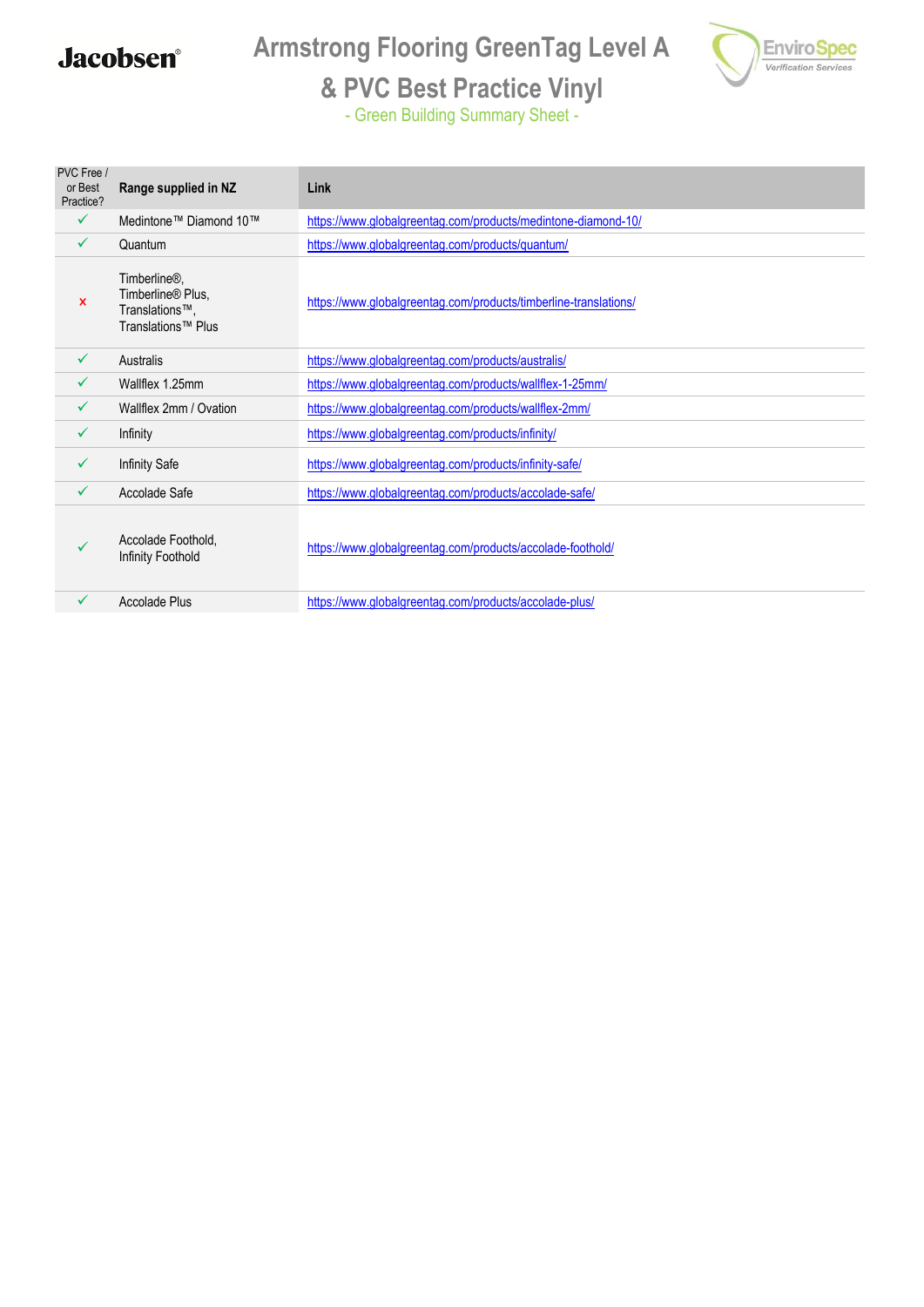Jacobsen®

# Armstrong Flooring GreenTag Level A & PVC Best Practice Vinyl

- Green Building Summary Sheet -

EnviroSpec Verification Services

| PVC Free / or Best Practice? | Range supplied in NZ | Link |
|---|---|---|
| ✓ | Medintone™ Diamond 10™ | https://www.globalgreentag.com/products/medintone-diamond-10/ |
| ✓ | Quantum | https://www.globalgreentag.com/products/quantum/ |
| × | Timberline®, Timberline® Plus, Translations™, Translations™ Plus | https://www.globalgreentag.com/products/timberline-translations/ |
| ✓ | Australis | https://www.globalgreentag.com/products/australis/ |
| ✓ | Wallflex 1.25mm | https://www.globalgreentag.com/products/wallflex-1-25mm/ |
| ✓ | Wallflex 2mm / Ovation | https://www.globalgreentag.com/products/wallflex-2mm/ |
| ✓ | Infinity | https://www.globalgreentag.com/products/infinity/ |
| ✓ | Infinity Safe | https://www.globalgreentag.com/products/infinity-safe/ |
| ✓ | Accolade Safe | https://www.globalgreentag.com/products/accolade-safe/ |
| ✓ | Accolade Foothold, Infinity Foothold | https://www.globalgreentag.com/products/accolade-foothold/ |
| ✓ | Accolade Plus | https://www.globalgreentag.com/products/accolade-plus/ |